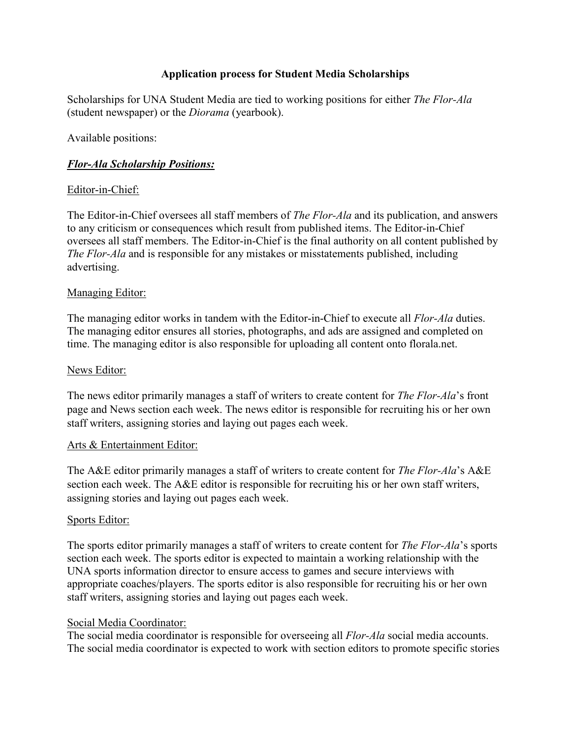## Application process for Student Media Scholarships

Scholarships for UNA Student Media are tied to working positions for either *The Flor-Ala* (student newspaper) or the *Diorama* (yearbook).

Available positions:

### ***<u>Flor-Ala Scholarship Positions:</u>***

<u>Editor-in-Chief:</u>

The Editor-in-Chief oversees all staff members of *The Flor-Ala* and its publication, and answers to any criticism or consequences which result from published items. The Editor-in-Chief oversees all staff members. The Editor-in-Chief is the final authority on all content published by *The Flor-Ala* and is responsible for any mistakes or misstatements published, including advertising.

<u>Managing Editor:</u>

The managing editor works in tandem with the Editor-in-Chief to execute all *Flor-Ala* duties. The managing editor ensures all stories, photographs, and ads are assigned and completed on time. The managing editor is also responsible for uploading all content onto florala.net.

<u>News Editor:</u>

The news editor primarily manages a staff of writers to create content for *The Flor-Ala*'s front page and News section each week. The news editor is responsible for recruiting his or her own staff writers, assigning stories and laying out pages each week.

<u>Arts & Entertainment Editor:</u>

The A&E editor primarily manages a staff of writers to create content for *The Flor-Ala*'s A&E section each week. The A&E editor is responsible for recruiting his or her own staff writers, assigning stories and laying out pages each week.

<u>Sports Editor:</u>

The sports editor primarily manages a staff of writers to create content for *The Flor-Ala*'s sports section each week. The sports editor is expected to maintain a working relationship with the UNA sports information director to ensure access to games and secure interviews with appropriate coaches/players. The sports editor is also responsible for recruiting his or her own staff writers, assigning stories and laying out pages each week.

<u>Social Media Coordinator:</u>

The social media coordinator is responsible for overseeing all *Flor-Ala* social media accounts. The social media coordinator is expected to work with section editors to promote specific stories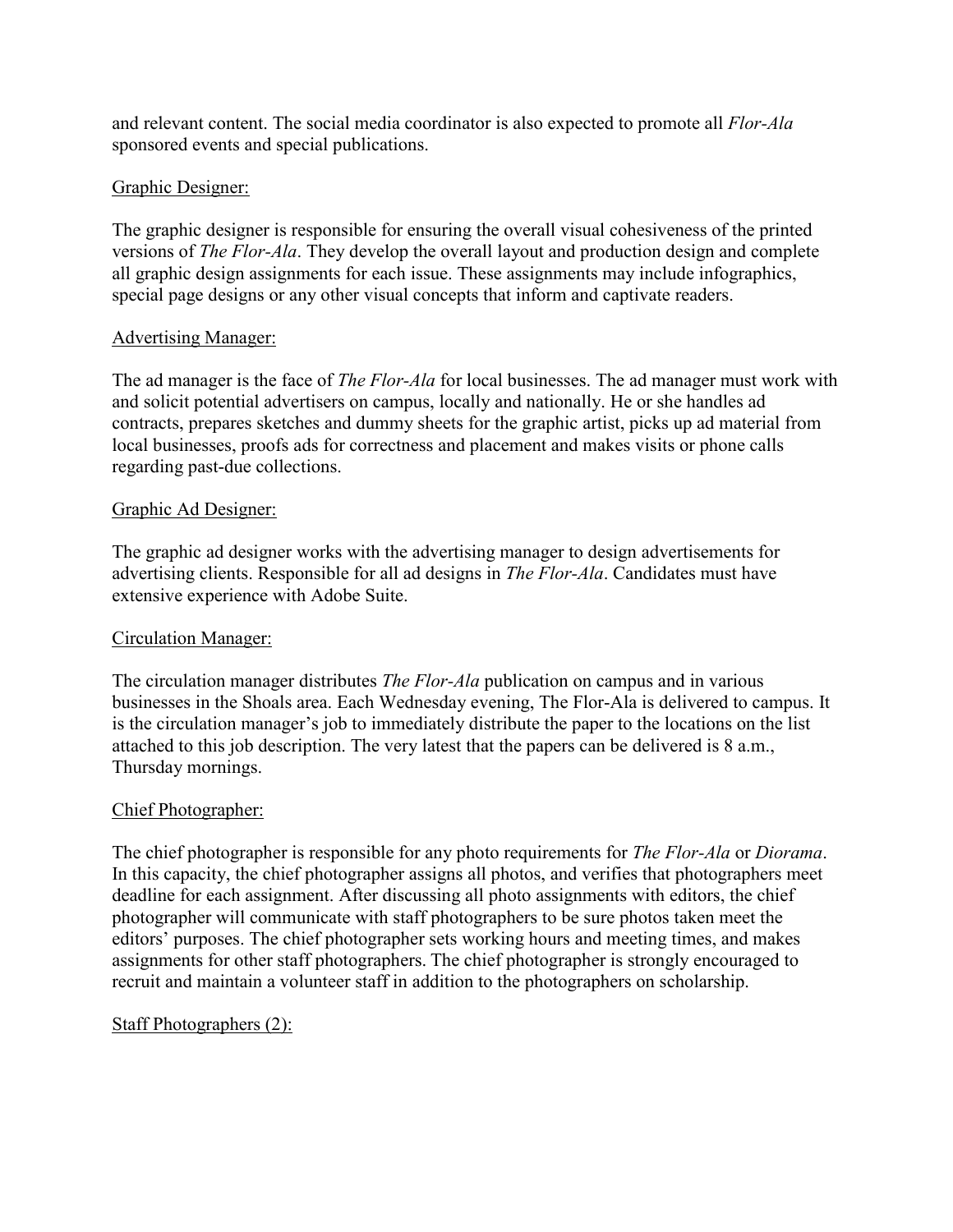and relevant content. The social media coordinator is also expected to promote all *Flor-Ala* sponsored events and special publications.

<u>Graphic Designer:</u>

The graphic designer is responsible for ensuring the overall visual cohesiveness of the printed versions of *The Flor-Ala*. They develop the overall layout and production design and complete all graphic design assignments for each issue. These assignments may include infographics, special page designs or any other visual concepts that inform and captivate readers.

<u>Advertising Manager:</u>

The ad manager is the face of *The Flor-Ala* for local businesses. The ad manager must work with and solicit potential advertisers on campus, locally and nationally. He or she handles ad contracts, prepares sketches and dummy sheets for the graphic artist, picks up ad material from local businesses, proofs ads for correctness and placement and makes visits or phone calls regarding past-due collections.

<u>Graphic Ad Designer:</u>

The graphic ad designer works with the advertising manager to design advertisements for advertising clients. Responsible for all ad designs in *The Flor-Ala*. Candidates must have extensive experience with Adobe Suite.

<u>Circulation Manager:</u>

The circulation manager distributes *The Flor-Ala* publication on campus and in various businesses in the Shoals area. Each Wednesday evening, The Flor-Ala is delivered to campus. It is the circulation manager's job to immediately distribute the paper to the locations on the list attached to this job description. The very latest that the papers can be delivered is 8 a.m., Thursday mornings.

<u>Chief Photographer:</u>

The chief photographer is responsible for any photo requirements for *The Flor-Ala* or *Diorama*. In this capacity, the chief photographer assigns all photos, and verifies that photographers meet deadline for each assignment. After discussing all photo assignments with editors, the chief photographer will communicate with staff photographers to be sure photos taken meet the editors' purposes. The chief photographer sets working hours and meeting times, and makes assignments for other staff photographers. The chief photographer is strongly encouraged to recruit and maintain a volunteer staff in addition to the photographers on scholarship.

<u>Staff Photographers (2):</u>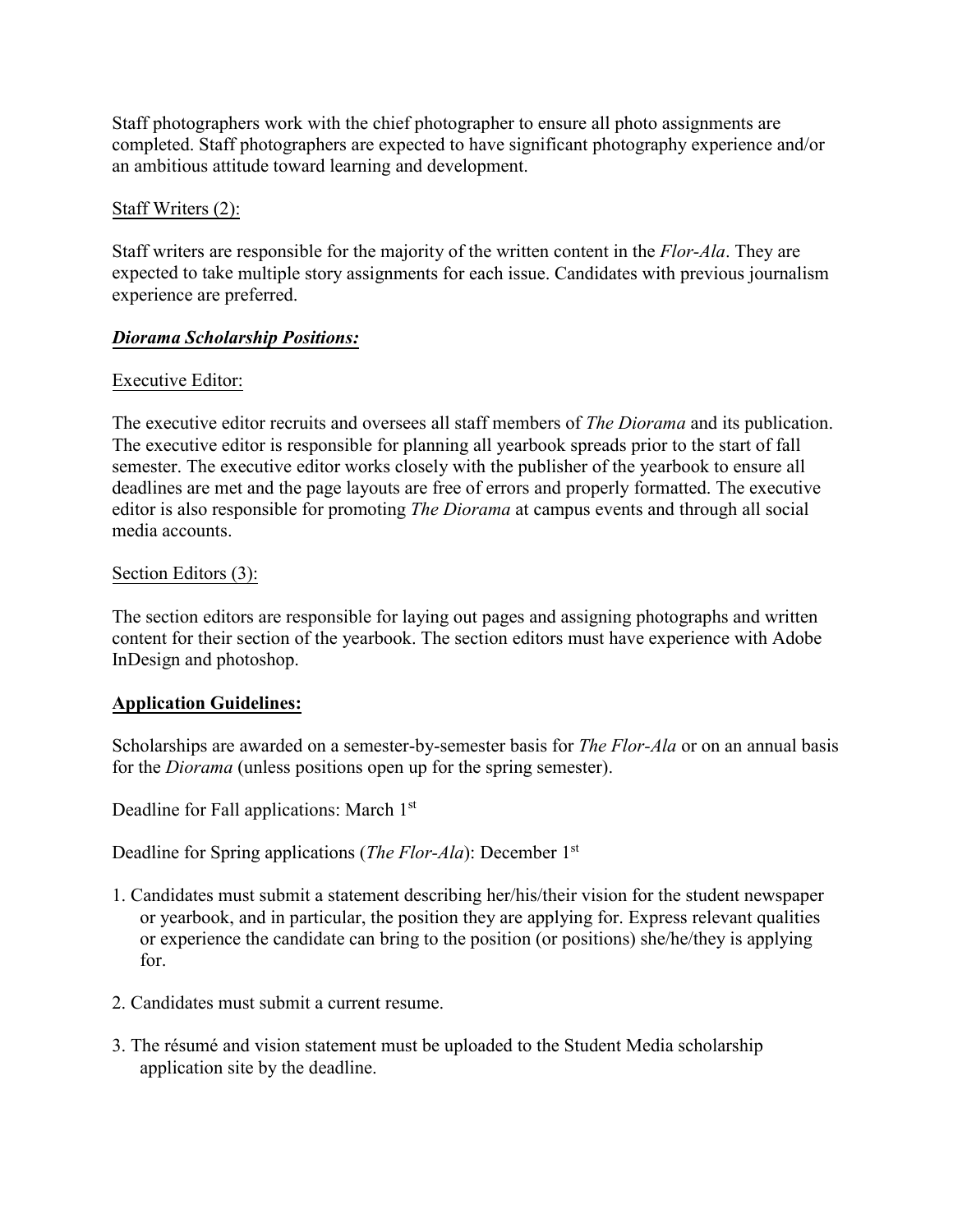Staff photographers work with the chief photographer to ensure all photo assignments are completed. Staff photographers are expected to have significant photography experience and/or an ambitious attitude toward learning and development.

Staff Writers (2):

Staff writers are responsible for the majority of the written content in the *Flor-Ala*. They are expected to take multiple story assignments for each issue. Candidates with previous journalism experience are preferred.

***Diorama Scholarship Positions:***

Executive Editor:

The executive editor recruits and oversees all staff members of *The Diorama* and its publication. The executive editor is responsible for planning all yearbook spreads prior to the start of fall semester. The executive editor works closely with the publisher of the yearbook to ensure all deadlines are met and the page layouts are free of errors and properly formatted. The executive editor is also responsible for promoting *The Diorama* at campus events and through all social media accounts.

Section Editors (3):

The section editors are responsible for laying out pages and assigning photographs and written content for their section of the yearbook. The section editors must have experience with Adobe InDesign and photoshop.

**Application Guidelines:**

Scholarships are awarded on a semester-by-semester basis for *The Flor-Ala* or on an annual basis for the *Diorama* (unless positions open up for the spring semester).

Deadline for Fall applications: March 1st

Deadline for Spring applications (*The Flor-Ala*): December 1st

1. Candidates must submit a statement describing her/his/their vision for the student newspaper or yearbook, and in particular, the position they are applying for. Express relevant qualities or experience the candidate can bring to the position (or positions) she/he/they is applying for.

2. Candidates must submit a current resume.

3. The résumé and vision statement must be uploaded to the Student Media scholarship application site by the deadline.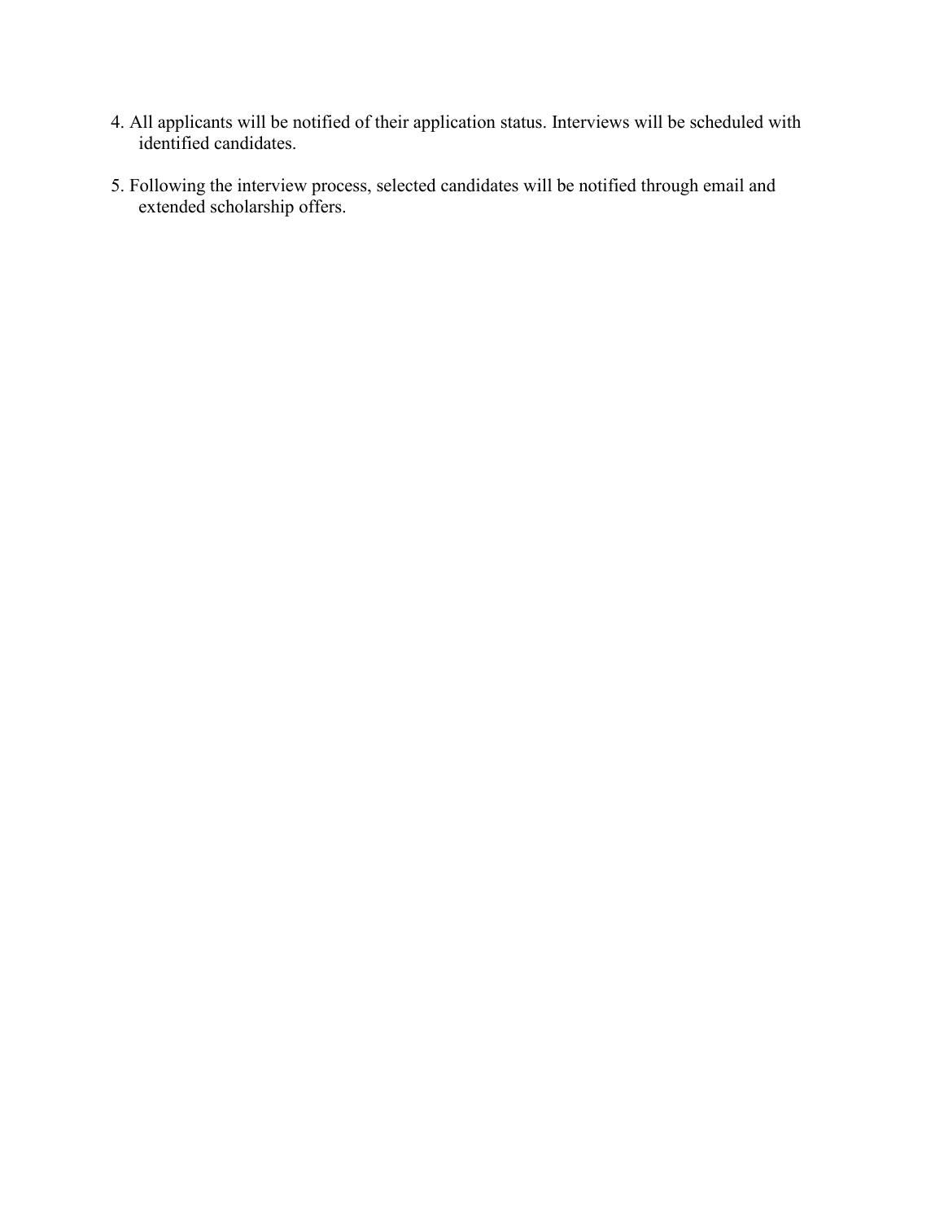4. All applicants will be notified of their application status. Interviews will be scheduled with identified candidates.

5. Following the interview process, selected candidates will be notified through email and extended scholarship offers.